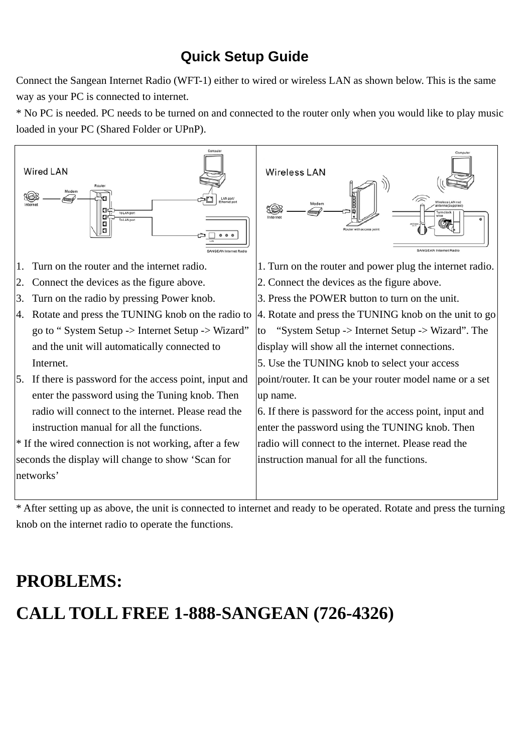# Quick Setup Guide

Connect the Sangean Internet Radio (WFT-1) either to wired or wireless LAN as shown below. This is the same way as your PC is connected to internet.

* No PC is needed. PC needs to be turned on and connected to the router only when you would like to play music loaded in your PC (Shared Folder or UPnP).

## Wired LAN

1. Turn on the router and the internet radio.
2. Connect the devices as the figure above.
3. Turn on the radio by pressing Power knob.
4. Rotate and press the TUNING knob on the radio to go to " System Setup -> Internet Setup -> Wizard" and the unit will automatically connected to Internet.
5. If there is password for the access point, input and enter the password using the Tuning knob. Then radio will connect to the internet. Please read the instruction manual for all the functions.

* If the wired connection is not working, after a few seconds the display will change to show 'Scan for networks'

## Wireless LAN

1. Turn on the router and power plug the internet radio.
2. Connect the devices as the figure above.
3. Press the POWER button to turn on the unit.
4. Rotate and press the TUNING knob on the unit to go to "System Setup -> Internet Setup -> Wizard". The display will show all the internet connections.
5. Use the TUNING knob to select your access point/router. It can be your router model name or a set up name.
6. If there is password for the access point, input and enter the password using the TUNING knob. Then radio will connect to the internet. Please read the instruction manual for all the functions.

* After setting up as above, the unit is connected to internet and ready to be operated. Rotate and press the turning knob on the internet radio to operate the functions.

## PROBLEMS:

## CALL TOLL FREE 1-888-SANGEAN (726-4326)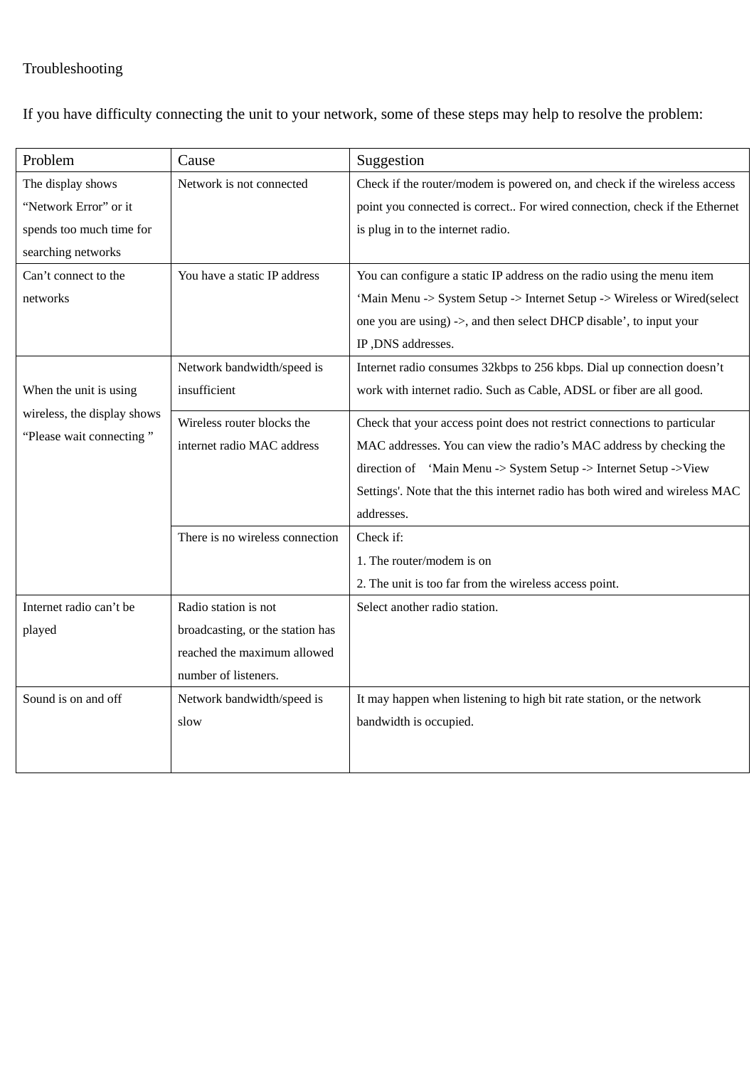# Troubleshooting

If you have difficulty connecting the unit to your network, some of these steps may help to resolve the problem:

| Problem | Cause | Suggestion |
|---|---|---|
| The display shows "Network Error" or it spends too much time for searching networks | Network is not connected | Check if the router/modem is powered on, and check if the wireless access point you connected is correct.. For wired connection, check if the Ethernet is plug in to the internet radio. |
| Can't connect to the networks | You have a static IP address | You can configure a static IP address on the radio using the menu item 'Main Menu -> System Setup -> Internet Setup -> Wireless or Wired(select one you are using) ->, and then select DHCP disable', to input your IP ,DNS addresses. |
| When the unit is using wireless, the display shows "Please wait connecting " | Network bandwidth/speed is insufficient | Internet radio consumes 32kbps to 256 kbps. Dial up connection doesn't work with internet radio. Such as Cable, ADSL or fiber are all good. |
| | Wireless router blocks the internet radio MAC address | Check that your access point does not restrict connections to particular MAC addresses. You can view the radio's MAC address by checking the direction of 'Main Menu -> System Setup -> Internet Setup ->View Settings'. Note that the this internet radio has both wired and wireless MAC addresses. |
| | There is no wireless connection | Check if:<br>1. The router/modem is on<br>2. The unit is too far from the wireless access point. |
| Internet radio can't be played | Radio station is not broadcasting, or the station has reached the maximum allowed number of listeners. | Select another radio station. |
| Sound is on and off | Network bandwidth/speed is slow | It may happen when listening to high bit rate station, or the network bandwidth is occupied. |